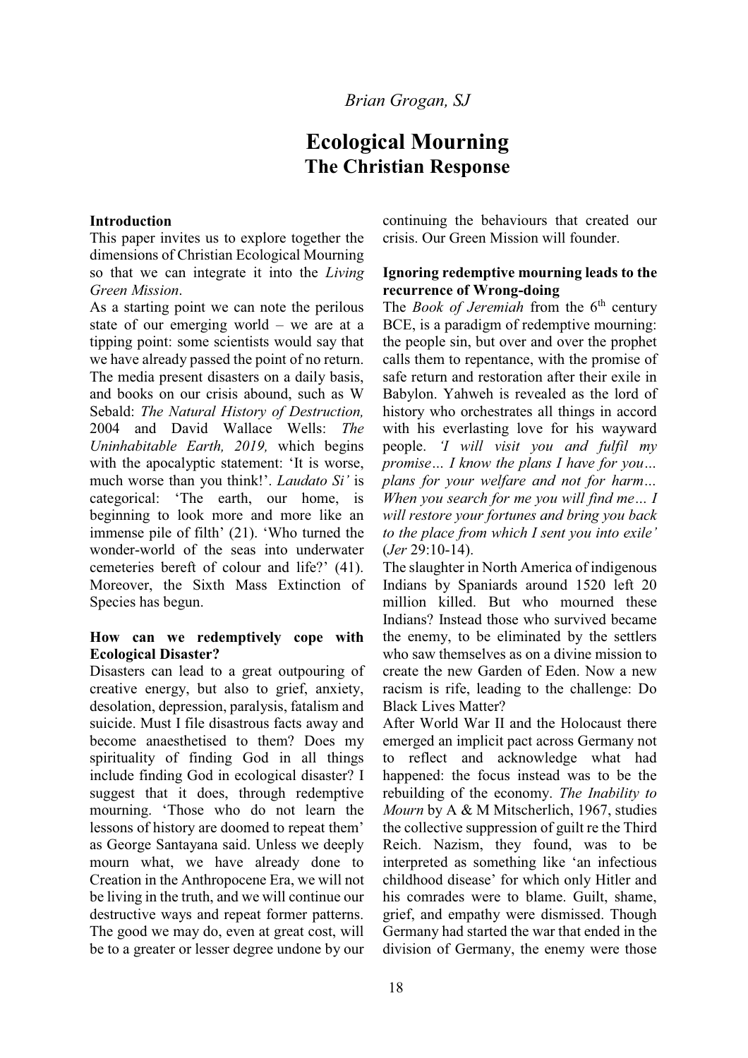*Brian Grogan, SJ*

# Ecological Mourning

## The Christian Response

**Introduction**

This paper invites us to explore together the dimensions of Christian Ecological Mourning so that we can integrate it into the *Living Green Mission*.

As a starting point we can note the perilous state of our emerging world – we are at a tipping point: some scientists would say that we have already passed the point of no return. The media present disasters on a daily basis, and books on our crisis abound, such as W Sebald: *The Natural History of Destruction,* 2004 and David Wallace Wells: *The Uninhabitable Earth, 2019,* which begins with the apocalyptic statement: 'It is worse, much worse than you think!'. *Laudato Si'* is categorical: 'The earth, our home, is beginning to look more and more like an immense pile of filth' (21). 'Who turned the wonder-world of the seas into underwater cemeteries bereft of colour and life?' (41). Moreover, the Sixth Mass Extinction of Species has begun.

**How can we redemptively cope with Ecological Disaster?**

Disasters can lead to a great outpouring of creative energy, but also to grief, anxiety, desolation, depression, paralysis, fatalism and suicide. Must I file disastrous facts away and become anaesthetised to them? Does my spirituality of finding God in all things include finding God in ecological disaster? I suggest that it does, through redemptive mourning. 'Those who do not learn the lessons of history are doomed to repeat them' as George Santayana said. Unless we deeply mourn what, we have already done to Creation in the Anthropocene Era, we will not be living in the truth, and we will continue our destructive ways and repeat former patterns. The good we may do, even at great cost, will be to a greater or lesser degree undone by our continuing the behaviours that created our crisis. Our Green Mission will founder.

**Ignoring redemptive mourning leads to the recurrence of Wrong-doing**

The *Book of Jeremiah* from the 6th century BCE, is a paradigm of redemptive mourning: the people sin, but over and over the prophet calls them to repentance, with the promise of safe return and restoration after their exile in Babylon. Yahweh is revealed as the lord of history who orchestrates all things in accord with his everlasting love for his wayward people. *'I will visit you and fulfil my promise… I know the plans I have for you… plans for your welfare and not for harm… When you search for me you will find me… I will restore your fortunes and bring you back to the place from which I sent you into exile'* (*Jer* 29:10-14).

The slaughter in North America of indigenous Indians by Spaniards around 1520 left 20 million killed. But who mourned these Indians? Instead those who survived became the enemy, to be eliminated by the settlers who saw themselves as on a divine mission to create the new Garden of Eden. Now a new racism is rife, leading to the challenge: Do Black Lives Matter?

After World War II and the Holocaust there emerged an implicit pact across Germany not to reflect and acknowledge what had happened: the focus instead was to be the rebuilding of the economy. *The Inability to Mourn* by A & M Mitscherlich, 1967, studies the collective suppression of guilt re the Third Reich. Nazism, they found, was to be interpreted as something like 'an infectious childhood disease' for which only Hitler and his comrades were to blame. Guilt, shame, grief, and empathy were dismissed. Though Germany had started the war that ended in the division of Germany, the enemy were those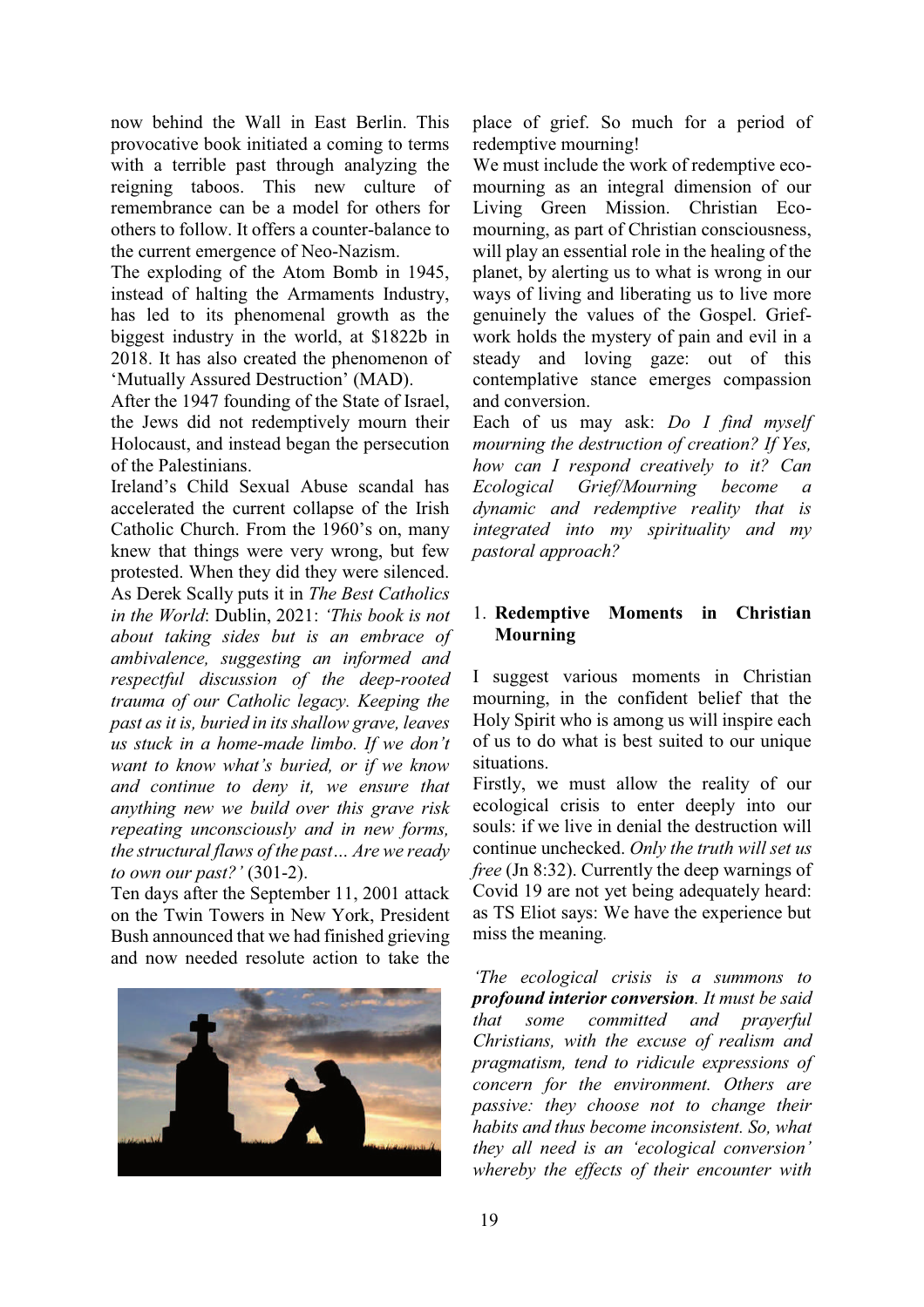now behind the Wall in East Berlin. This provocative book initiated a coming to terms with a terrible past through analyzing the reigning taboos. This new culture of remembrance can be a model for others for others to follow. It offers a counter-balance to the current emergence of Neo-Nazism.

The exploding of the Atom Bomb in 1945, instead of halting the Armaments Industry, has led to its phenomenal growth as the biggest industry in the world, at $1822b in 2018. It has also created the phenomenon of 'Mutually Assured Destruction' (MAD).

After the 1947 founding of the State of Israel, the Jews did not redemptively mourn their Holocaust, and instead began the persecution of the Palestinians.

Ireland's Child Sexual Abuse scandal has accelerated the current collapse of the Irish Catholic Church. From the 1960's on, many knew that things were very wrong, but few protested. When they did they were silenced. As Derek Scally puts it in *The Best Catholics in the World*: Dublin, 2021: *'This book is not about taking sides but is an embrace of ambivalence, suggesting an informed and respectful discussion of the deep-rooted trauma of our Catholic legacy. Keeping the past as it is, buried in its shallow grave, leaves us stuck in a home-made limbo. If we don't want to know what's buried, or if we know and continue to deny it, we ensure that anything new we build over this grave risk repeating unconsciously and in new forms, the structural flaws of the past… Are we ready to own our past?'* (301-2).

Ten days after the September 11, 2001 attack on the Twin Towers in New York, President Bush announced that we had finished grieving and now needed resolute action to take the place of grief. So much for a period of redemptive mourning!

We must include the work of redemptive eco-mourning as an integral dimension of our Living Green Mission. Christian Eco-mourning, as part of Christian consciousness, will play an essential role in the healing of the planet, by alerting us to what is wrong in our ways of living and liberating us to live more genuinely the values of the Gospel. Grief-work holds the mystery of pain and evil in a steady and loving gaze: out of this contemplative stance emerges compassion and conversion.

Each of us may ask: *Do I find myself mourning the destruction of creation? If Yes, how can I respond creatively to it? Can Ecological Grief/Mourning become a dynamic and redemptive reality that is integrated into my spirituality and my pastoral approach?*

## 1. Redemptive Moments in Christian Mourning

I suggest various moments in Christian mourning, in the confident belief that the Holy Spirit who is among us will inspire each of us to do what is best suited to our unique situations.

Firstly, we must allow the reality of our ecological crisis to enter deeply into our souls: if we live in denial the destruction will continue unchecked. *Only the truth will set us free* (Jn 8:32). Currently the deep warnings of Covid 19 are not yet being adequately heard: as TS Eliot says: We have the experience but miss the meaning.

*'The ecological crisis is a summons to* ***profound interior conversion****. It must be said that some committed and prayerful Christians, with the excuse of realism and pragmatism, tend to ridicule expressions of concern for the environment. Others are passive: they choose not to change their habits and thus become inconsistent. So, what they all need is an 'ecological conversion' whereby the effects of their encounter with*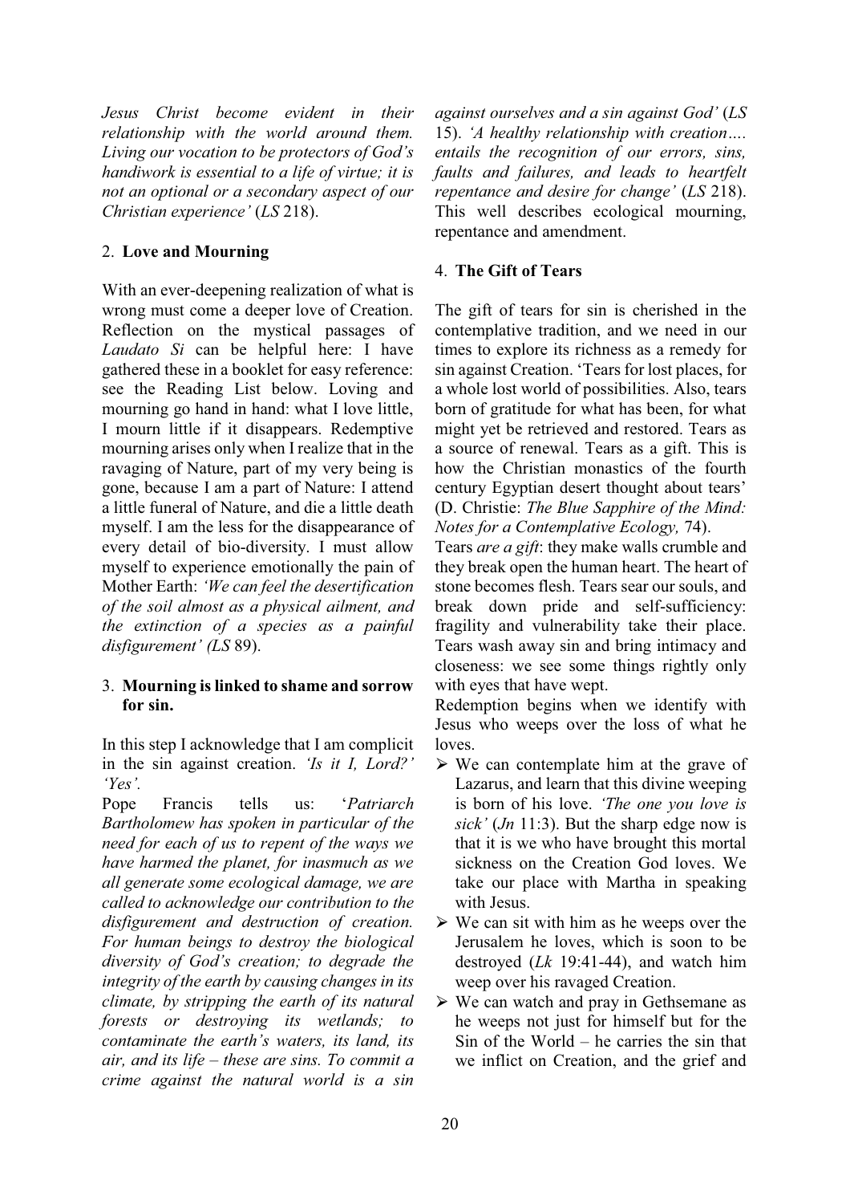*Jesus Christ become evident in their relationship with the world around them. Living our vocation to be protectors of God's handiwork is essential to a life of virtue; it is not an optional or a secondary aspect of our Christian experience'* (*LS* 218).

## 2. **Love and Mourning**

With an ever-deepening realization of what is wrong must come a deeper love of Creation. Reflection on the mystical passages of *Laudato Si* can be helpful here: I have gathered these in a booklet for easy reference: see the Reading List below. Loving and mourning go hand in hand: what I love little, I mourn little if it disappears. Redemptive mourning arises only when I realize that in the ravaging of Nature, part of my very being is gone, because I am a part of Nature: I attend a little funeral of Nature, and die a little death myself. I am the less for the disappearance of every detail of bio-diversity. I must allow myself to experience emotionally the pain of Mother Earth: *'We can feel the desertification of the soil almost as a physical ailment, and the extinction of a species as a painful disfigurement' (LS* 89).

## 3. **Mourning is linked to shame and sorrow for sin.**

In this step I acknowledge that I am complicit in the sin against creation. *'Is it I, Lord?' 'Yes'.*

Pope Francis tells us: '*Patriarch Bartholomew has spoken in particular of the need for each of us to repent of the ways we have harmed the planet, for inasmuch as we all generate some ecological damage, we are called to acknowledge our contribution to the disfigurement and destruction of creation. For human beings to destroy the biological diversity of God's creation; to degrade the integrity of the earth by causing changes in its climate, by stripping the earth of its natural forests or destroying its wetlands; to contaminate the earth's waters, its land, its air, and its life – these are sins. To commit a crime against the natural world is a sin against ourselves and a sin against God'* (*LS* 15). *'A healthy relationship with creation…. entails the recognition of our errors, sins, faults and failures, and leads to heartfelt repentance and desire for change'* (*LS* 218). This well describes ecological mourning, repentance and amendment.

## 4. **The Gift of Tears**

The gift of tears for sin is cherished in the contemplative tradition, and we need in our times to explore its richness as a remedy for sin against Creation. 'Tears for lost places, for a whole lost world of possibilities. Also, tears born of gratitude for what has been, for what might yet be retrieved and restored. Tears as a source of renewal. Tears as a gift. This is how the Christian monastics of the fourth century Egyptian desert thought about tears' (D. Christie: *The Blue Sapphire of the Mind: Notes for a Contemplative Ecology,* 74).

Tears *are a gift*: they make walls crumble and they break open the human heart. The heart of stone becomes flesh. Tears sear our souls, and break down pride and self-sufficiency: fragility and vulnerability take their place. Tears wash away sin and bring intimacy and closeness: we see some things rightly only with eyes that have wept.

Redemption begins when we identify with Jesus who weeps over the loss of what he loves.

- We can contemplate him at the grave of Lazarus, and learn that this divine weeping is born of his love. *'The one you love is sick'* (*Jn* 11:3). But the sharp edge now is that it is we who have brought this mortal sickness on the Creation God loves. We take our place with Martha in speaking with Jesus.
- We can sit with him as he weeps over the Jerusalem he loves, which is soon to be destroyed (*Lk* 19:41-44), and watch him weep over his ravaged Creation.
- We can watch and pray in Gethsemane as he weeps not just for himself but for the Sin of the World – he carries the sin that we inflict on Creation, and the grief and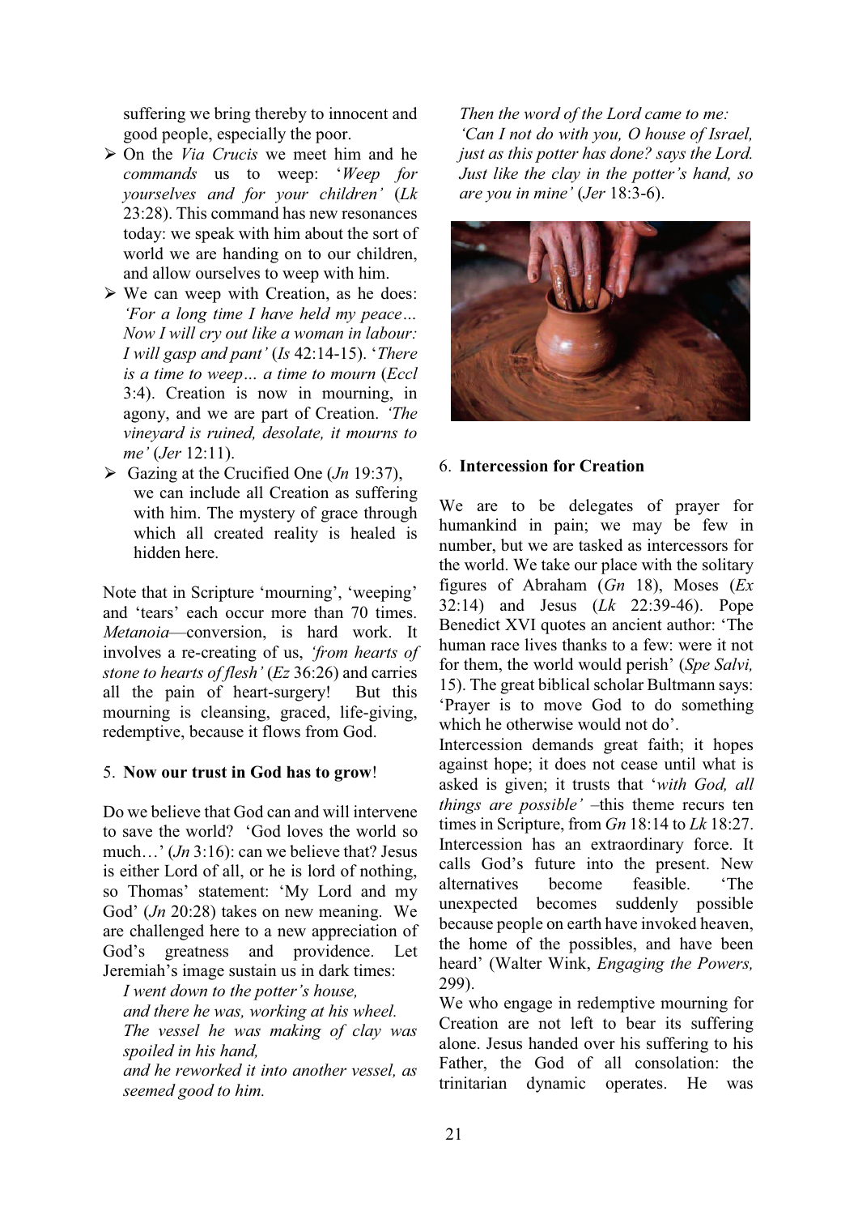suffering we bring thereby to innocent and good people, especially the poor.

- On the *Via Crucis* we meet him and he *commands* us to weep: '*Weep for yourselves and for your children*' (*Lk* 23:28). This command has new resonances today: we speak with him about the sort of world we are handing on to our children, and allow ourselves to weep with him.
- We can weep with Creation, as he does: *'For a long time I have held my peace… Now I will cry out like a woman in labour: I will gasp and pant'* (*Is* 42:14-15). '*There is a time to weep… a time to mourn* (*Eccl* 3:4). Creation is now in mourning, in agony, and we are part of Creation. *'The vineyard is ruined, desolate, it mourns to me'* (*Jer* 12:11).
- Gazing at the Crucified One (*Jn* 19:37), we can include all Creation as suffering with him. The mystery of grace through which all created reality is healed is hidden here.

Note that in Scripture 'mourning', 'weeping' and 'tears' each occur more than 70 times. *Metanoia*—conversion, is hard work. It involves a re-creating of us, *'from hearts of stone to hearts of flesh'* (*Ez* 36:26) and carries all the pain of heart-surgery! But this mourning is cleansing, graced, life-giving, redemptive, because it flows from God.

## 5. Now our trust in God has to grow!

Do we believe that God can and will intervene to save the world? 'God loves the world so much…' (*Jn* 3:16): can we believe that? Jesus is either Lord of all, or he is lord of nothing, so Thomas' statement: 'My Lord and my God' (*Jn* 20:28) takes on new meaning. We are challenged here to a new appreciation of God's greatness and providence. Let Jeremiah's image sustain us in dark times:

*I went down to the potter's house,*
*and there he was, working at his wheel.*
*The vessel he was making of clay was spoiled in his hand,*
*and he reworked it into another vessel, as seemed good to him.*
*Then the word of the Lord came to me:*
*'Can I not do with you, O house of Israel, just as this potter has done? says the Lord. Just like the clay in the potter's hand, so are you in mine'* (*Jer* 18:3-6).

## 6. Intercession for Creation

We are to be delegates of prayer for humankind in pain; we may be few in number, but we are tasked as intercessors for the world. We take our place with the solitary figures of Abraham (*Gn* 18), Moses (*Ex* 32:14) and Jesus (*Lk* 22:39-46). Pope Benedict XVI quotes an ancient author: 'The human race lives thanks to a few: were it not for them, the world would perish' (*Spe Salvi,* 15). The great biblical scholar Bultmann says: 'Prayer is to move God to do something which he otherwise would not do'.

Intercession demands great faith; it hopes against hope; it does not cease until what is asked is given; it trusts that '*with God, all things are possible'* –this theme recurs ten times in Scripture, from *Gn* 18:14 to *Lk* 18:27. Intercession has an extraordinary force. It calls God's future into the present. New alternatives become feasible. 'The unexpected becomes suddenly possible because people on earth have invoked heaven, the home of the possibles, and have been heard' (Walter Wink, *Engaging the Powers,* 299).

We who engage in redemptive mourning for Creation are not left to bear its suffering alone. Jesus handed over his suffering to his Father, the God of all consolation: the trinitarian dynamic operates. He was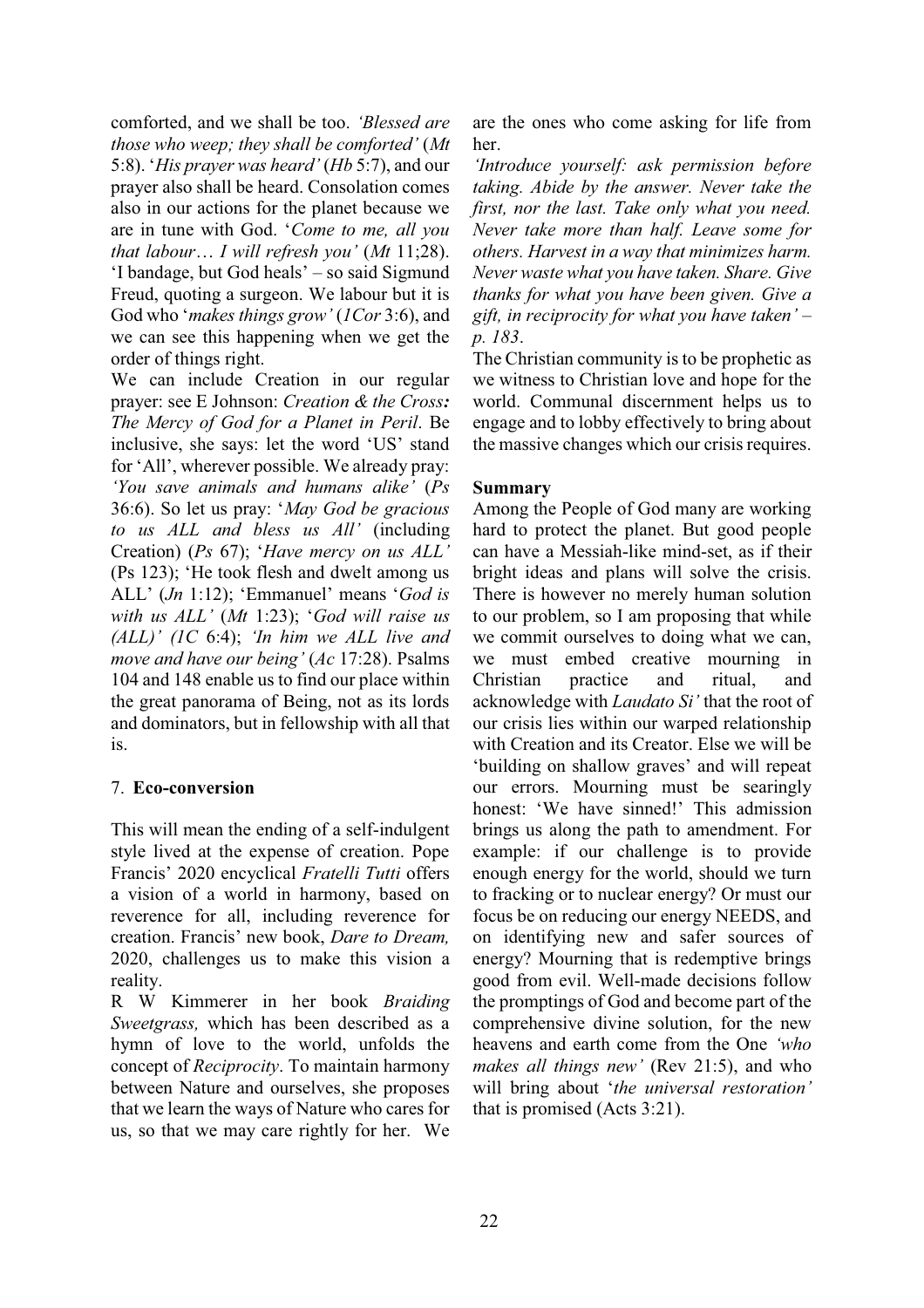comforted, and we shall be too. *'Blessed are those who weep; they shall be comforted'* (*Mt* 5:8). '*His prayer was heard'* (*Hb* 5:7), and our prayer also shall be heard. Consolation comes also in our actions for the planet because we are in tune with God. '*Come to me, all you that labour… I will refresh you'* (*Mt* 11;28). 'I bandage, but God heals' – so said Sigmund Freud, quoting a surgeon. We labour but it is God who '*makes things grow'* (*1Cor* 3:6), and we can see this happening when we get the order of things right.

We can include Creation in our regular prayer: see E Johnson: *Creation & the Cross: The Mercy of God for a Planet in Peril*. Be inclusive, she says: let the word 'US' stand for 'All', wherever possible. We already pray: *'You save animals and humans alike'* (*Ps* 36:6). So let us pray: '*May God be gracious to us ALL and bless us All'* (including Creation) (*Ps* 67); '*Have mercy on us ALL'* (Ps 123); 'He took flesh and dwelt among us ALL' (*Jn* 1:12); 'Emmanuel' means '*God is with us ALL'* (*Mt* 1:23); '*God will raise us (ALL)' (1C* 6:4); *'In him we ALL live and move and have our being'* (*Ac* 17:28). Psalms 104 and 148 enable us to find our place within the great panorama of Being, not as its lords and dominators, but in fellowship with all that is.

## 7. **Eco-conversion**

This will mean the ending of a self-indulgent style lived at the expense of creation. Pope Francis' 2020 encyclical *Fratelli Tutti* offers a vision of a world in harmony, based on reverence for all, including reverence for creation. Francis' new book, *Dare to Dream,* 2020, challenges us to make this vision a reality.

R W Kimmerer in her book *Braiding Sweetgrass,* which has been described as a hymn of love to the world, unfolds the concept of *Reciprocity*. To maintain harmony between Nature and ourselves, she proposes that we learn the ways of Nature who cares for us, so that we may care rightly for her. We are the ones who come asking for life from her.

*'Introduce yourself: ask permission before taking. Abide by the answer. Never take the first, nor the last. Take only what you need. Never take more than half. Leave some for others. Harvest in a way that minimizes harm. Never waste what you have taken. Share. Give thanks for what you have been given. Give a gift, in reciprocity for what you have taken' – p. 183*.

The Christian community is to be prophetic as we witness to Christian love and hope for the world. Communal discernment helps us to engage and to lobby effectively to bring about the massive changes which our crisis requires.

**Summary**

Among the People of God many are working hard to protect the planet. But good people can have a Messiah-like mind-set, as if their bright ideas and plans will solve the crisis. There is however no merely human solution to our problem, so I am proposing that while we commit ourselves to doing what we can, we must embed creative mourning in Christian practice and ritual, and acknowledge with *Laudato Si'* that the root of our crisis lies within our warped relationship with Creation and its Creator. Else we will be 'building on shallow graves' and will repeat our errors. Mourning must be searingly honest: 'We have sinned!' This admission brings us along the path to amendment. For example: if our challenge is to provide enough energy for the world, should we turn to fracking or to nuclear energy? Or must our focus be on reducing our energy NEEDS, and on identifying new and safer sources of energy? Mourning that is redemptive brings good from evil. Well-made decisions follow the promptings of God and become part of the comprehensive divine solution, for the new heavens and earth come from the One *'who makes all things new'* (Rev 21:5), and who will bring about '*the universal restoration'* that is promised (Acts 3:21).